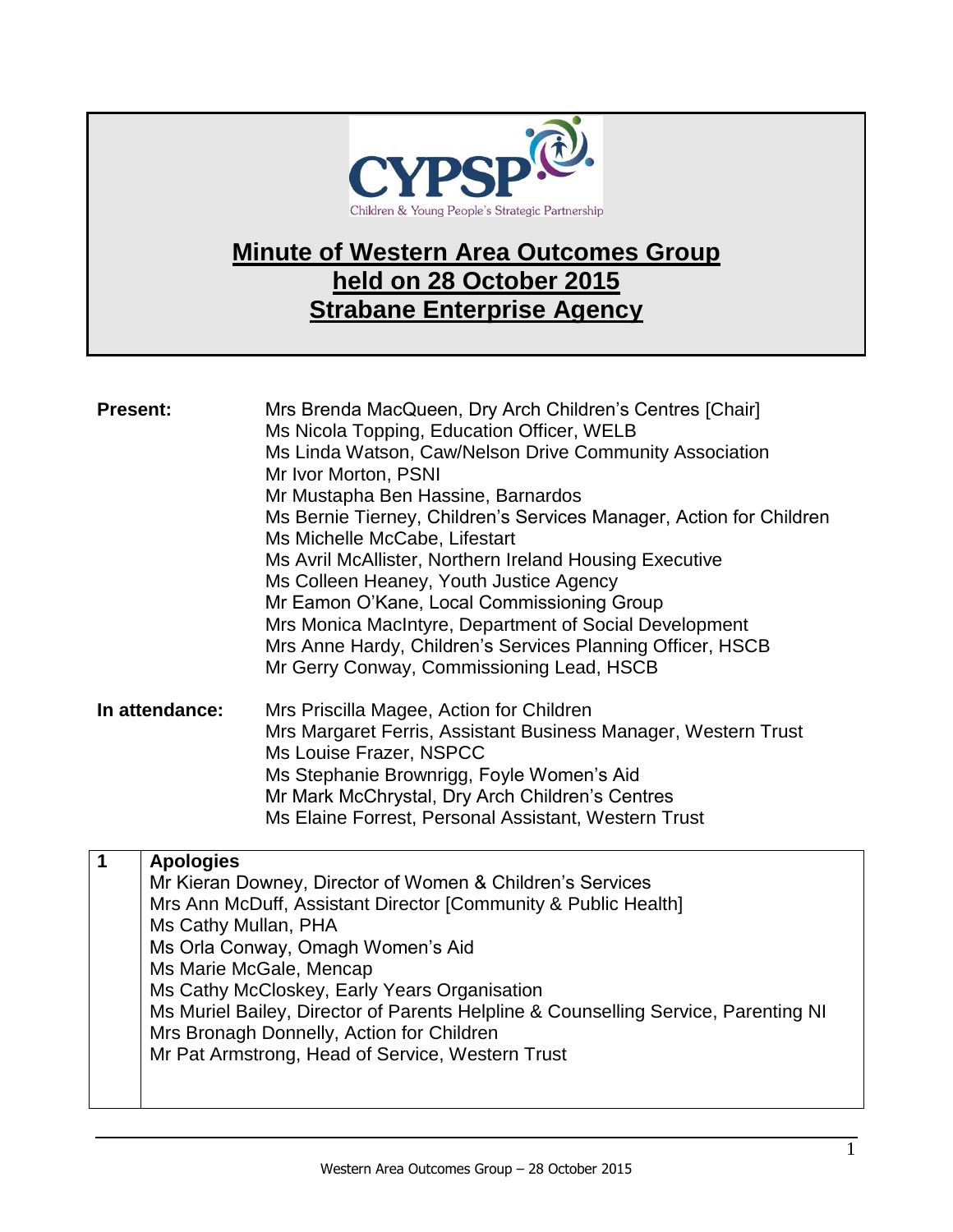CYPSP
Children & Young People's Strategic Partnership

# Minute of Western Area Outcomes Group held on 28 October 2015 Strabane Enterprise Agency

**Present:**

Mrs Brenda MacQueen, Dry Arch Children's Centres [Chair]
Ms Nicola Topping, Education Officer, WELB
Ms Linda Watson, Caw/Nelson Drive Community Association
Mr Ivor Morton, PSNI
Mr Mustapha Ben Hassine, Barnardos
Ms Bernie Tierney, Children's Services Manager, Action for Children
Ms Michelle McCabe, Lifestart
Ms Avril McAllister, Northern Ireland Housing Executive
Ms Colleen Heaney, Youth Justice Agency
Mr Eamon O'Kane, Local Commissioning Group
Mrs Monica MacIntyre, Department of Social Development
Mrs Anne Hardy, Children's Services Planning Officer, HSCB
Mr Gerry Conway, Commissioning Lead, HSCB

**In attendance:**

Mrs Priscilla Magee, Action for Children
Mrs Margaret Ferris, Assistant Business Manager, Western Trust
Ms Louise Frazer, NSPCC
Ms Stephanie Brownrigg, Foyle Women's Aid
Mr Mark McChrystal, Dry Arch Children's Centres
Ms Elaine Forrest, Personal Assistant, Western Trust

| | |
|---|---|
| **1** | **Apologies**<br>Mr Kieran Downey, Director of Women & Children's Services<br>Mrs Ann McDuff, Assistant Director [Community & Public Health]<br>Ms Cathy Mullan, PHA<br>Ms Orla Conway, Omagh Women's Aid<br>Ms Marie McGale, Mencap<br>Ms Cathy McCloskey, Early Years Organisation<br>Ms Muriel Bailey, Director of Parents Helpline & Counselling Service, Parenting NI<br>Mrs Bronagh Donnelly, Action for Children<br>Mr Pat Armstrong, Head of Service, Western Trust |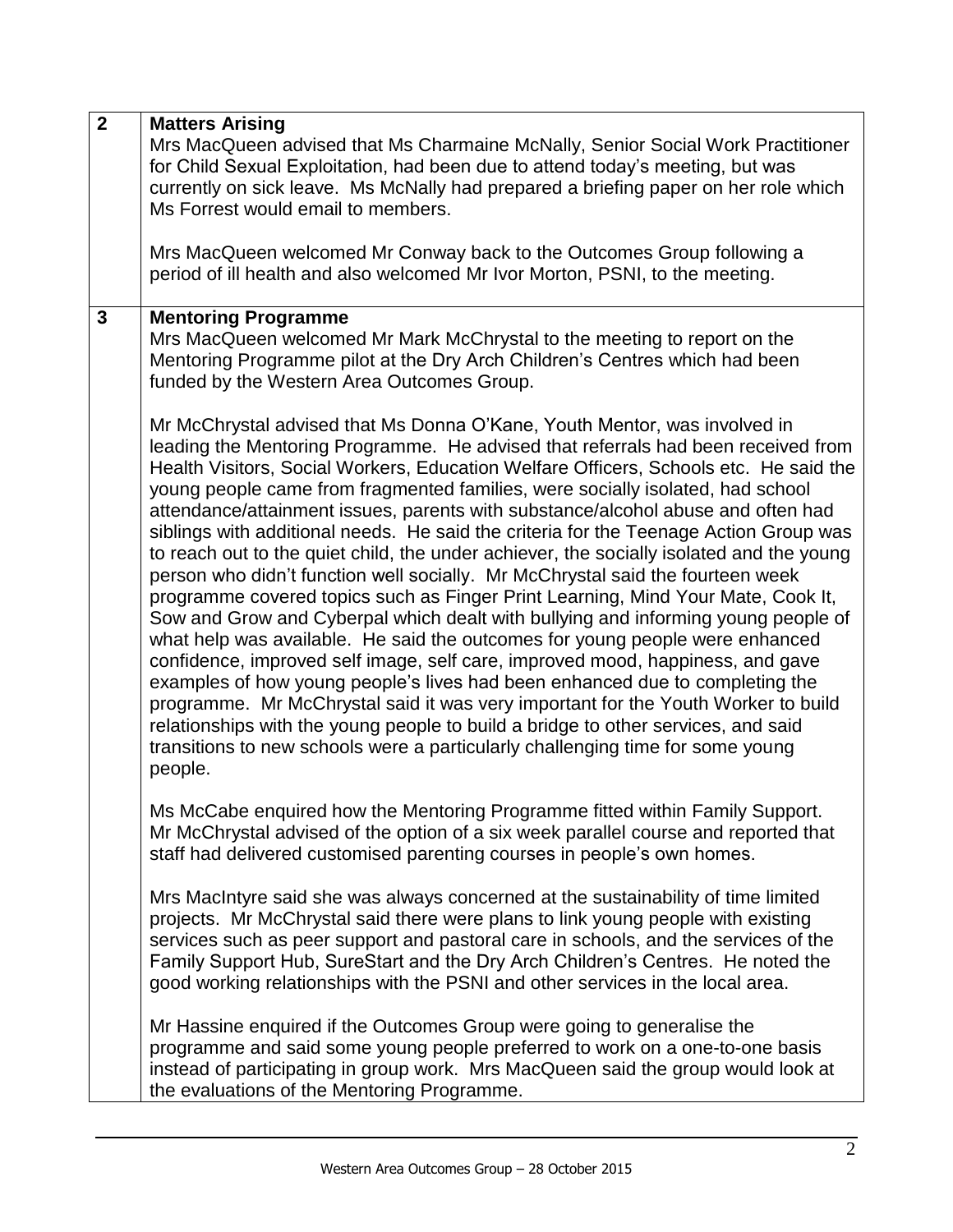| | |
|---|---|
| **2** | **Matters Arising**<br>Mrs MacQueen advised that Ms Charmaine McNally, Senior Social Work Practitioner for Child Sexual Exploitation, had been due to attend today's meeting, but was currently on sick leave. Ms McNally had prepared a briefing paper on her role which Ms Forrest would email to members.<br><br>Mrs MacQueen welcomed Mr Conway back to the Outcomes Group following a period of ill health and also welcomed Mr Ivor Morton, PSNI, to the meeting. |
| **3** | **Mentoring Programme**<br>Mrs MacQueen welcomed Mr Mark McChrystal to the meeting to report on the Mentoring Programme pilot at the Dry Arch Children's Centres which had been funded by the Western Area Outcomes Group.<br><br>Mr McChrystal advised that Ms Donna O'Kane, Youth Mentor, was involved in leading the Mentoring Programme. He advised that referrals had been received from Health Visitors, Social Workers, Education Welfare Officers, Schools etc. He said the young people came from fragmented families, were socially isolated, had school attendance/attainment issues, parents with substance/alcohol abuse and often had siblings with additional needs. He said the criteria for the Teenage Action Group was to reach out to the quiet child, the under achiever, the socially isolated and the young person who didn't function well socially. Mr McChrystal said the fourteen week programme covered topics such as Finger Print Learning, Mind Your Mate, Cook It, Sow and Grow and Cyberpal which dealt with bullying and informing young people of what help was available. He said the outcomes for young people were enhanced confidence, improved self image, self care, improved mood, happiness, and gave examples of how young people's lives had been enhanced due to completing the programme. Mr McChrystal said it was very important for the Youth Worker to build relationships with the young people to build a bridge to other services, and said transitions to new schools were a particularly challenging time for some young people.<br><br>Ms McCabe enquired how the Mentoring Programme fitted within Family Support. Mr McChrystal advised of the option of a six week parallel course and reported that staff had delivered customised parenting courses in people's own homes.<br><br>Mrs MacIntyre said she was always concerned at the sustainability of time limited projects. Mr McChrystal said there were plans to link young people with existing services such as peer support and pastoral care in schools, and the services of the Family Support Hub, SureStart and the Dry Arch Children's Centres. He noted the good working relationships with the PSNI and other services in the local area.<br><br>Mr Hassine enquired if the Outcomes Group were going to generalise the programme and said some young people preferred to work on a one-to-one basis instead of participating in group work. Mrs MacQueen said the group would look at the evaluations of the Mentoring Programme. |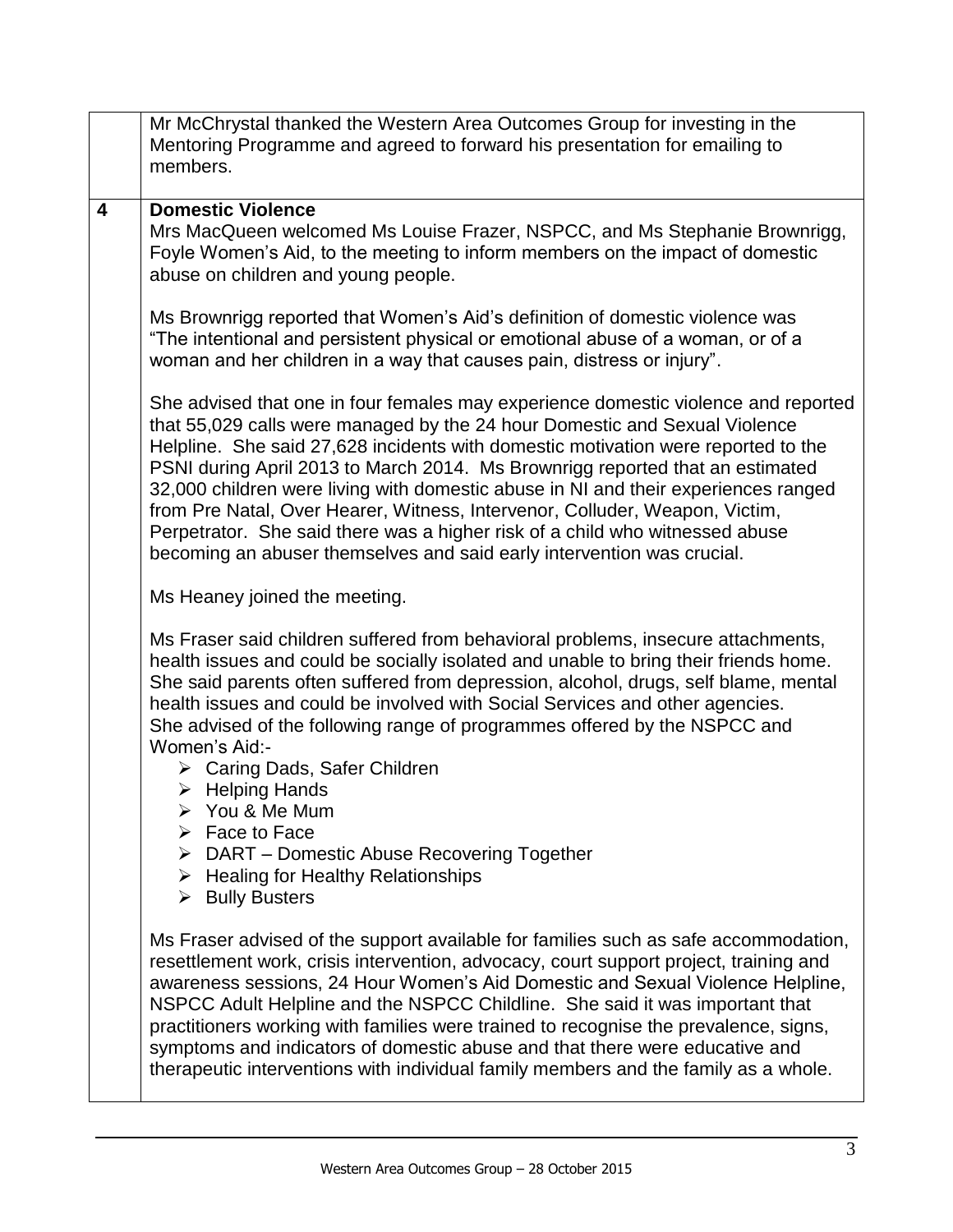| | |
|---|---|
| | Mr McChrystal thanked the Western Area Outcomes Group for investing in the Mentoring Programme and agreed to forward his presentation for emailing to members. |
| **4** | **Domestic Violence**<br>Mrs MacQueen welcomed Ms Louise Frazer, NSPCC, and Ms Stephanie Brownrigg, Foyle Women's Aid, to the meeting to inform members on the impact of domestic abuse on children and young people.<br><br>Ms Brownrigg reported that Women's Aid's definition of domestic violence was "The intentional and persistent physical or emotional abuse of a woman, or of a woman and her children in a way that causes pain, distress or injury".<br><br>She advised that one in four females may experience domestic violence and reported that 55,029 calls were managed by the 24 hour Domestic and Sexual Violence Helpline. She said 27,628 incidents with domestic motivation were reported to the PSNI during April 2013 to March 2014. Ms Brownrigg reported that an estimated 32,000 children were living with domestic abuse in NI and their experiences ranged from Pre Natal, Over Hearer, Witness, Intervenor, Colluder, Weapon, Victim, Perpetrator. She said there was a higher risk of a child who witnessed abuse becoming an abuser themselves and said early intervention was crucial.<br><br>Ms Heaney joined the meeting.<br><br>Ms Fraser said children suffered from behavioral problems, insecure attachments, health issues and could be socially isolated and unable to bring their friends home. She said parents often suffered from depression, alcohol, drugs, self blame, mental health issues and could be involved with Social Services and other agencies. She advised of the following range of programmes offered by the NSPCC and Women's Aid:-<br>➢ Caring Dads, Safer Children<br>➢ Helping Hands<br>➢ You & Me Mum<br>➢ Face to Face<br>➢ DART – Domestic Abuse Recovering Together<br>➢ Healing for Healthy Relationships<br>➢ Bully Busters<br><br>Ms Fraser advised of the support available for families such as safe accommodation, resettlement work, crisis intervention, advocacy, court support project, training and awareness sessions, 24 Hour Women's Aid Domestic and Sexual Violence Helpline, NSPCC Adult Helpline and the NSPCC Childline. She said it was important that practitioners working with families were trained to recognise the prevalence, signs, symptoms and indicators of domestic abuse and that there were educative and therapeutic interventions with individual family members and the family as a whole. |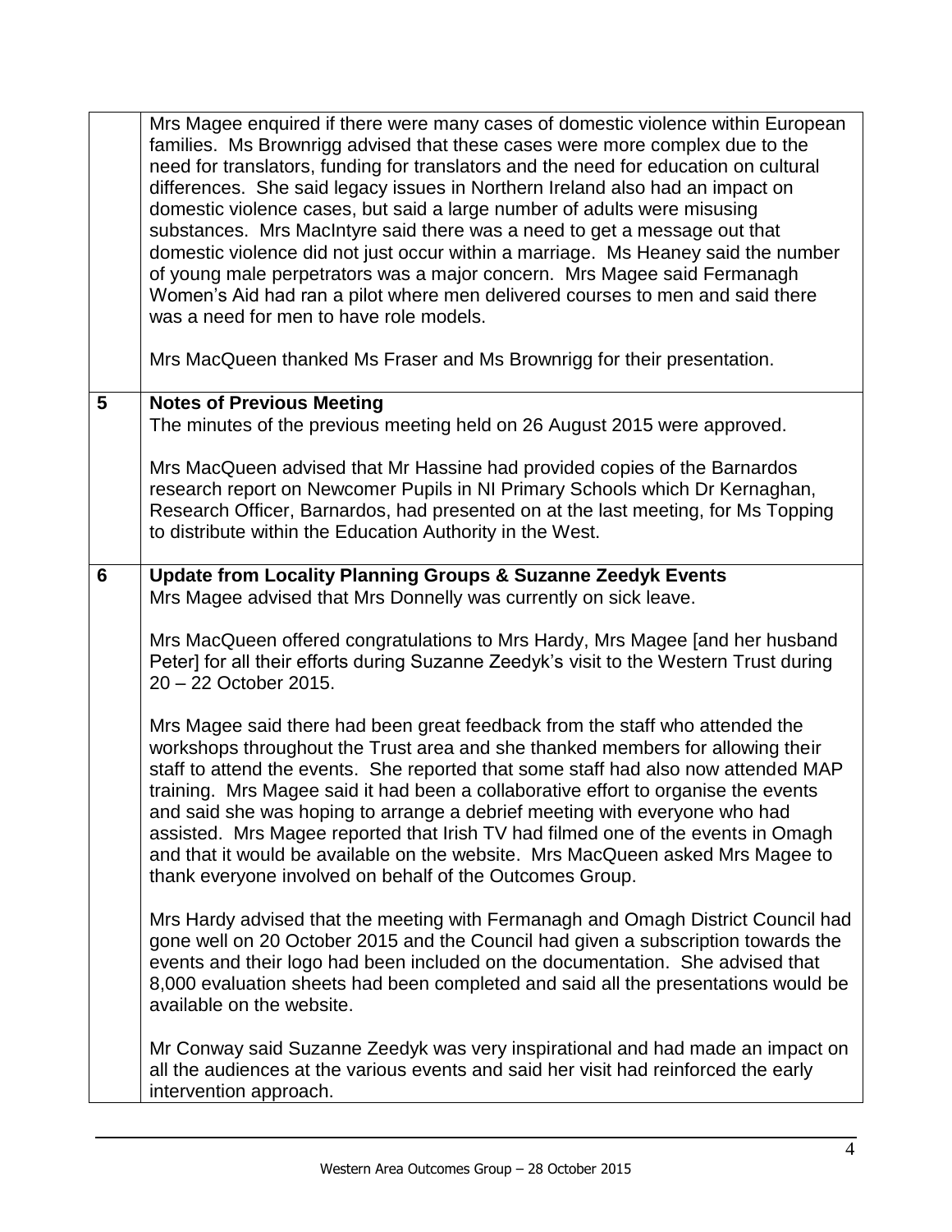| | |
|---|---|
| | Mrs Magee enquired if there were many cases of domestic violence within European families. Ms Brownrigg advised that these cases were more complex due to the need for translators, funding for translators and the need for education on cultural differences. She said legacy issues in Northern Ireland also had an impact on domestic violence cases, but said a large number of adults were misusing substances. Mrs MacIntyre said there was a need to get a message out that domestic violence did not just occur within a marriage. Ms Heaney said the number of young male perpetrators was a major concern. Mrs Magee said Fermanagh Women's Aid had ran a pilot where men delivered courses to men and said there was a need for men to have role models.<br><br>Mrs MacQueen thanked Ms Fraser and Ms Brownrigg for their presentation. |
| **5** | **Notes of Previous Meeting**<br>The minutes of the previous meeting held on 26 August 2015 were approved.<br><br>Mrs MacQueen advised that Mr Hassine had provided copies of the Barnardos research report on Newcomer Pupils in NI Primary Schools which Dr Kernaghan, Research Officer, Barnardos, had presented on at the last meeting, for Ms Topping to distribute within the Education Authority in the West. |
| **6** | **Update from Locality Planning Groups & Suzanne Zeedyk Events**<br>Mrs Magee advised that Mrs Donnelly was currently on sick leave.<br><br>Mrs MacQueen offered congratulations to Mrs Hardy, Mrs Magee [and her husband Peter] for all their efforts during Suzanne Zeedyk's visit to the Western Trust during 20 – 22 October 2015.<br><br>Mrs Magee said there had been great feedback from the staff who attended the workshops throughout the Trust area and she thanked members for allowing their staff to attend the events. She reported that some staff had also now attended MAP training. Mrs Magee said it had been a collaborative effort to organise the events and said she was hoping to arrange a debrief meeting with everyone who had assisted. Mrs Magee reported that Irish TV had filmed one of the events in Omagh and that it would be available on the website. Mrs MacQueen asked Mrs Magee to thank everyone involved on behalf of the Outcomes Group.<br><br>Mrs Hardy advised that the meeting with Fermanagh and Omagh District Council had gone well on 20 October 2015 and the Council had given a subscription towards the events and their logo had been included on the documentation. She advised that 8,000 evaluation sheets had been completed and said all the presentations would be available on the website.<br><br>Mr Conway said Suzanne Zeedyk was very inspirational and had made an impact on all the audiences at the various events and said her visit had reinforced the early intervention approach. |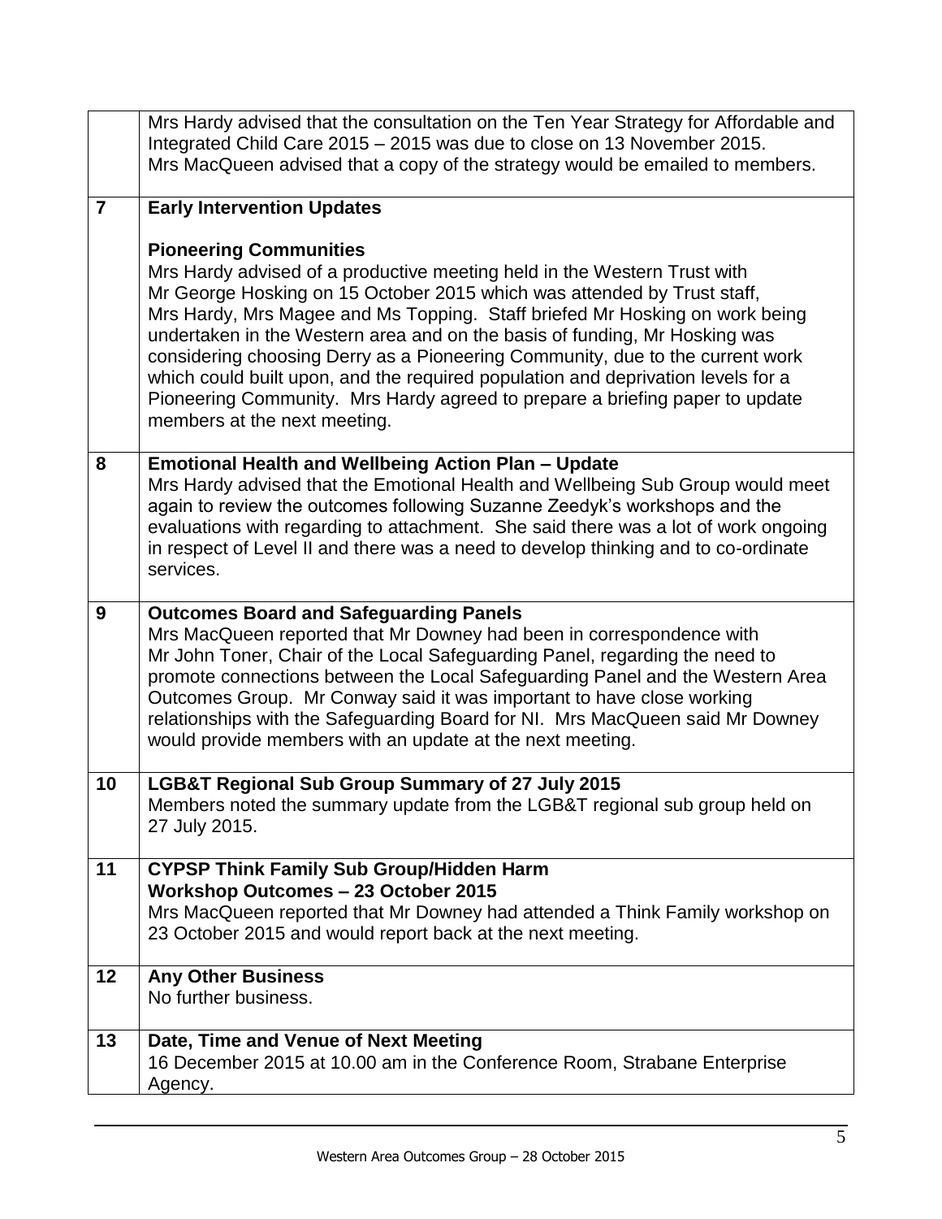| | |
|---|---|
| | Mrs Hardy advised that the consultation on the Ten Year Strategy for Affordable and Integrated Child Care 2015 – 2015 was due to close on 13 November 2015.<br>Mrs MacQueen advised that a copy of the strategy would be emailed to members. |
| **7** | **Early Intervention Updates**<br><br>**Pioneering Communities**<br>Mrs Hardy advised of a productive meeting held in the Western Trust with Mr George Hosking on 15 October 2015 which was attended by Trust staff, Mrs Hardy, Mrs Magee and Ms Topping. Staff briefed Mr Hosking on work being undertaken in the Western area and on the basis of funding, Mr Hosking was considering choosing Derry as a Pioneering Community, due to the current work which could built upon, and the required population and deprivation levels for a Pioneering Community. Mrs Hardy agreed to prepare a briefing paper to update members at the next meeting. |
| **8** | **Emotional Health and Wellbeing Action Plan – Update**<br>Mrs Hardy advised that the Emotional Health and Wellbeing Sub Group would meet again to review the outcomes following Suzanne Zeedyk's workshops and the evaluations with regarding to attachment. She said there was a lot of work ongoing in respect of Level II and there was a need to develop thinking and to co-ordinate services. |
| **9** | **Outcomes Board and Safeguarding Panels**<br>Mrs MacQueen reported that Mr Downey had been in correspondence with Mr John Toner, Chair of the Local Safeguarding Panel, regarding the need to promote connections between the Local Safeguarding Panel and the Western Area Outcomes Group. Mr Conway said it was important to have close working relationships with the Safeguarding Board for NI. Mrs MacQueen said Mr Downey would provide members with an update at the next meeting. |
| **10** | **LGB&T Regional Sub Group Summary of 27 July 2015**<br>Members noted the summary update from the LGB&T regional sub group held on 27 July 2015. |
| **11** | **CYPSP Think Family Sub Group/Hidden Harm Workshop Outcomes – 23 October 2015**<br>Mrs MacQueen reported that Mr Downey had attended a Think Family workshop on 23 October 2015 and would report back at the next meeting. |
| **12** | **Any Other Business**<br>No further business. |
| **13** | **Date, Time and Venue of Next Meeting**<br>16 December 2015 at 10.00 am in the Conference Room, Strabane Enterprise Agency. |